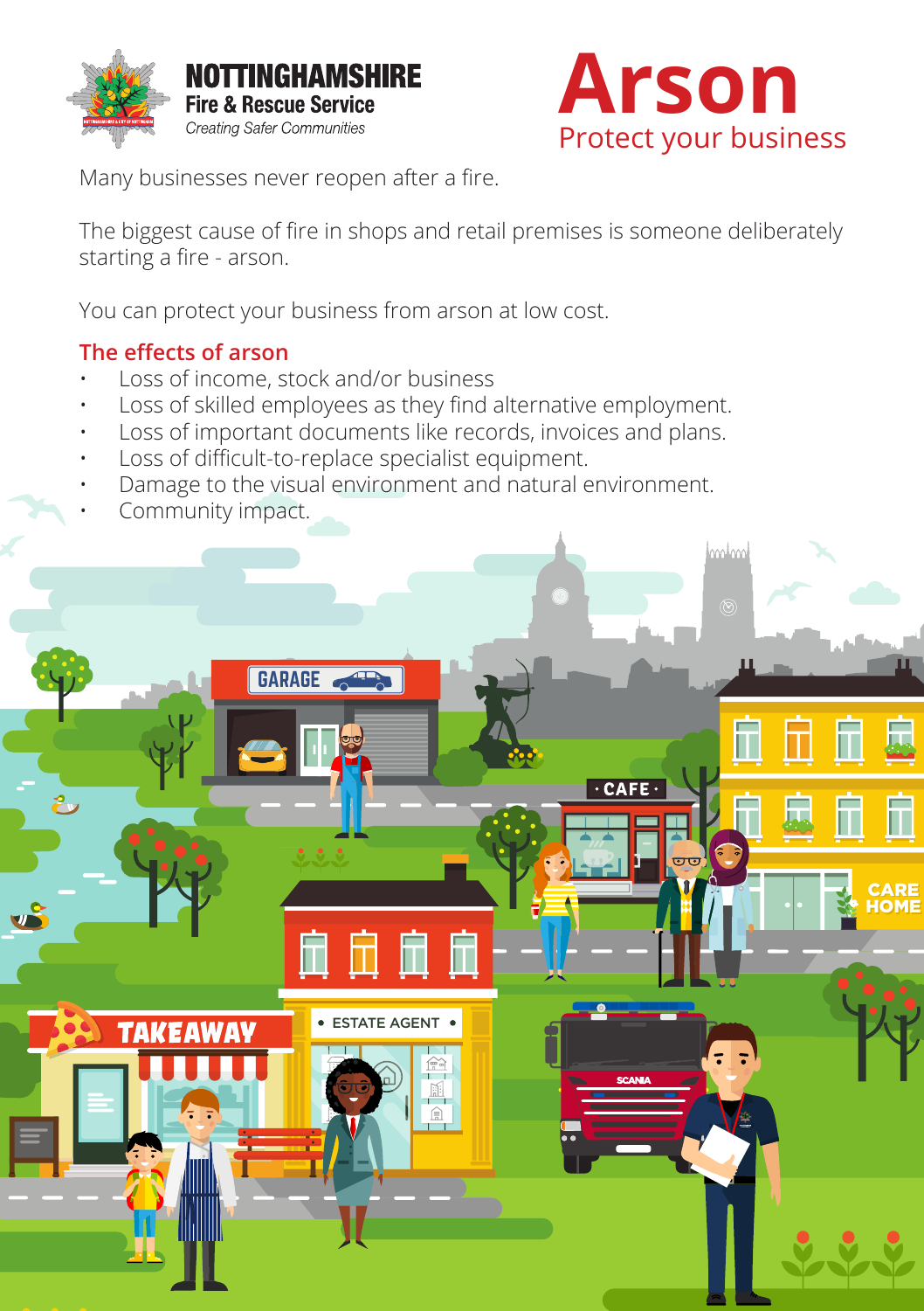NOTTINGHAMSHIRE
Fire & Rescue Service
*Creating Safer Communities*

# Arson

## Protect your business

Many businesses never reopen after a fire.

The biggest cause of fire in shops and retail premises is someone deliberately starting a fire - arson.

You can protect your business from arson at low cost.

### The effects of arson

- Loss of income, stock and/or business
- Loss of skilled employees as they find alternative employment.
- Loss of important documents like records, invoices and plans.
- Loss of difficult-to-replace specialist equipment.
- Damage to the visual environment and natural environment.
- Community impact.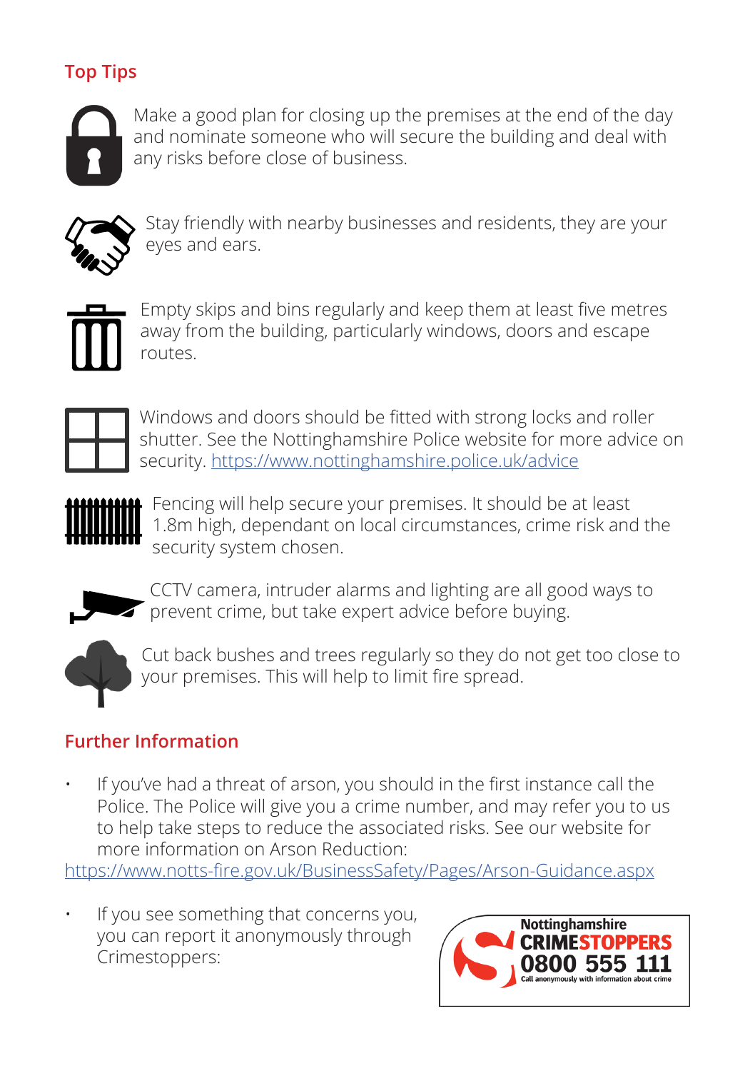## Top Tips

Make a good plan for closing up the premises at the end of the day and nominate someone who will secure the building and deal with any risks before close of business.

Stay friendly with nearby businesses and residents, they are your eyes and ears.

Empty skips and bins regularly and keep them at least five metres away from the building, particularly windows, doors and escape routes.

Windows and doors should be fitted with strong locks and roller shutter. See the Nottinghamshire Police website for more advice on security. https://www.nottinghamshire.police.uk/advice

Fencing will help secure your premises. It should be at least 1.8m high, dependant on local circumstances, crime risk and the security system chosen.

CCTV camera, intruder alarms and lighting are all good ways to prevent crime, but take expert advice before buying.

Cut back bushes and trees regularly so they do not get too close to your premises. This will help to limit fire spread.

## Further Information

- If you've had a threat of arson, you should in the first instance call the Police. The Police will give you a crime number, and may refer you to us to help take steps to reduce the associated risks. See our website for more information on Arson Reduction:

https://www.notts-fire.gov.uk/BusinessSafety/Pages/Arson-Guidance.aspx

- If you see something that concerns you, you can report it anonymously through Crimestoppers:

Nottinghamshire CRIMESTOPPERS 0800 555 111 Call anonymously with information about crime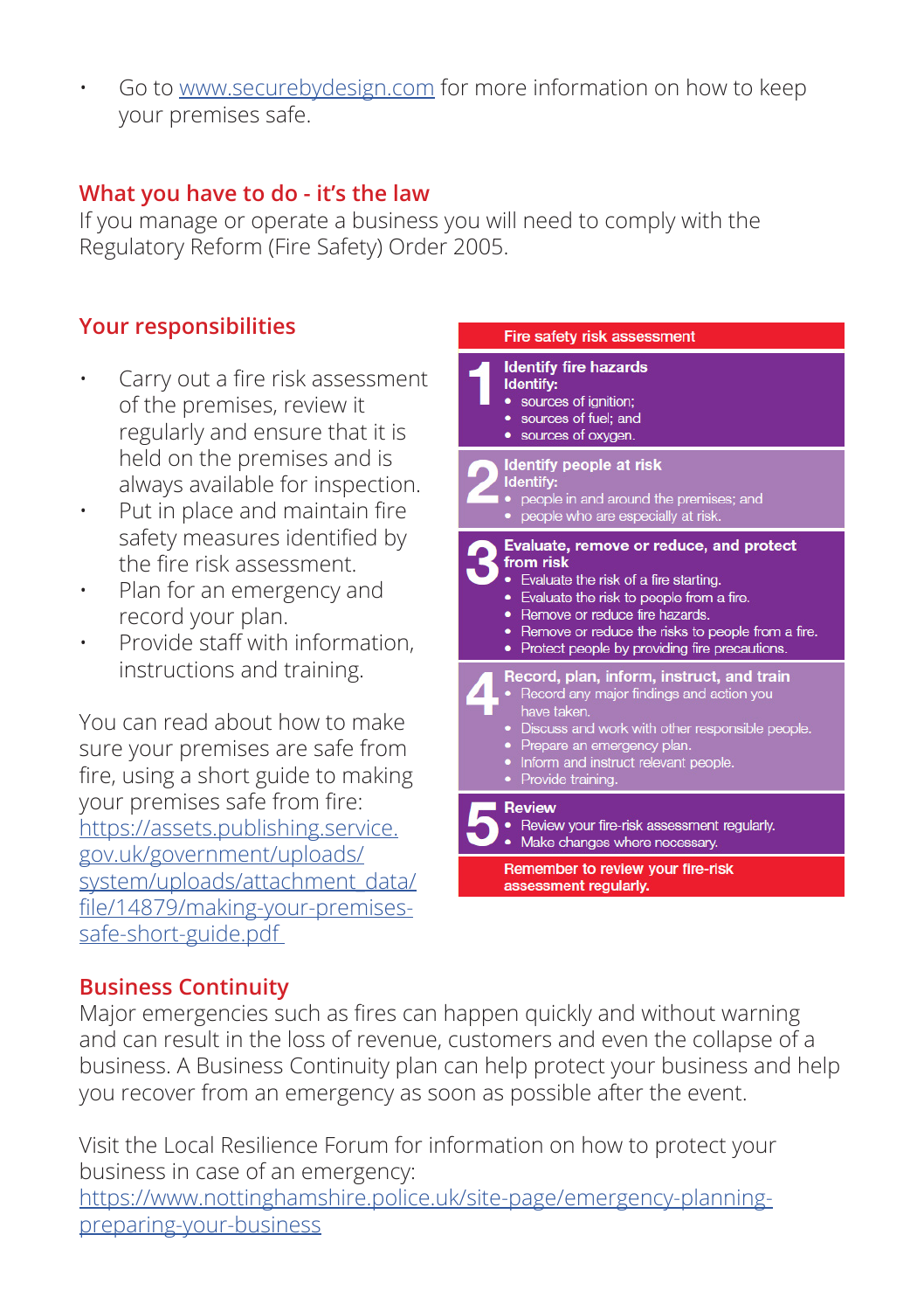- Go to [www.securebydesign.com](http://www.securebydesign.com) for more information on how to keep your premises safe.

## What you have to do - it's the law

If you manage or operate a business you will need to comply with the Regulatory Reform (Fire Safety) Order 2005.

## Your responsibilities

- Carry out a fire risk assessment of the premises, review it regularly and ensure that it is held on the premises and is always available for inspection.
- Put in place and maintain fire safety measures identified by the fire risk assessment.
- Plan for an emergency and record your plan.
- Provide staff with information, instructions and training.

You can read about how to make sure your premises are safe from fire, using a short guide to making your premises safe from fire: [https://assets.publishing.service.gov.uk/government/uploads/system/uploads/attachment_data/file/14879/making-your-premises-safe-short-guide.pdf](https://assets.publishing.service.gov.uk/government/uploads/system/uploads/attachment_data/file/14879/making-your-premises-safe-short-guide.pdf)

**Fire safety risk assessment**

**1 Identify fire hazards**
**Identify:**
- sources of ignition;
- sources of fuel; and
- sources of oxygen.

**2 Identify people at risk**
**Identify:**
- people in and around the premises; and
- people who are especially at risk.

**3 Evaluate, remove or reduce, and protect from risk**
- Evaluate the risk of a fire starting.
- Evaluate the risk to people from a fire.
- Remove or reduce fire hazards.
- Remove or reduce the risks to people from a fire.
- Protect people by providing fire precautions.

**4 Record, plan, inform, instruct, and train**
- Record any major findings and action you have taken.
- Discuss and work with other responsible people.
- Prepare an emergency plan.
- Inform and instruct relevant people.
- Provide training.

**5 Review**
- Review your fire-risk assessment regularly.
- Make changes where necessary.

**Remember to review your fire-risk assessment regularly.**

## Business Continuity

Major emergencies such as fires can happen quickly and without warning and can result in the loss of revenue, customers and even the collapse of a business. A Business Continuity plan can help protect your business and help you recover from an emergency as soon as possible after the event.

Visit the Local Resilience Forum for information on how to protect your business in case of an emergency: [https://www.nottinghamshire.police.uk/site-page/emergency-planning-preparing-your-business](https://www.nottinghamshire.police.uk/site-page/emergency-planning-preparing-your-business)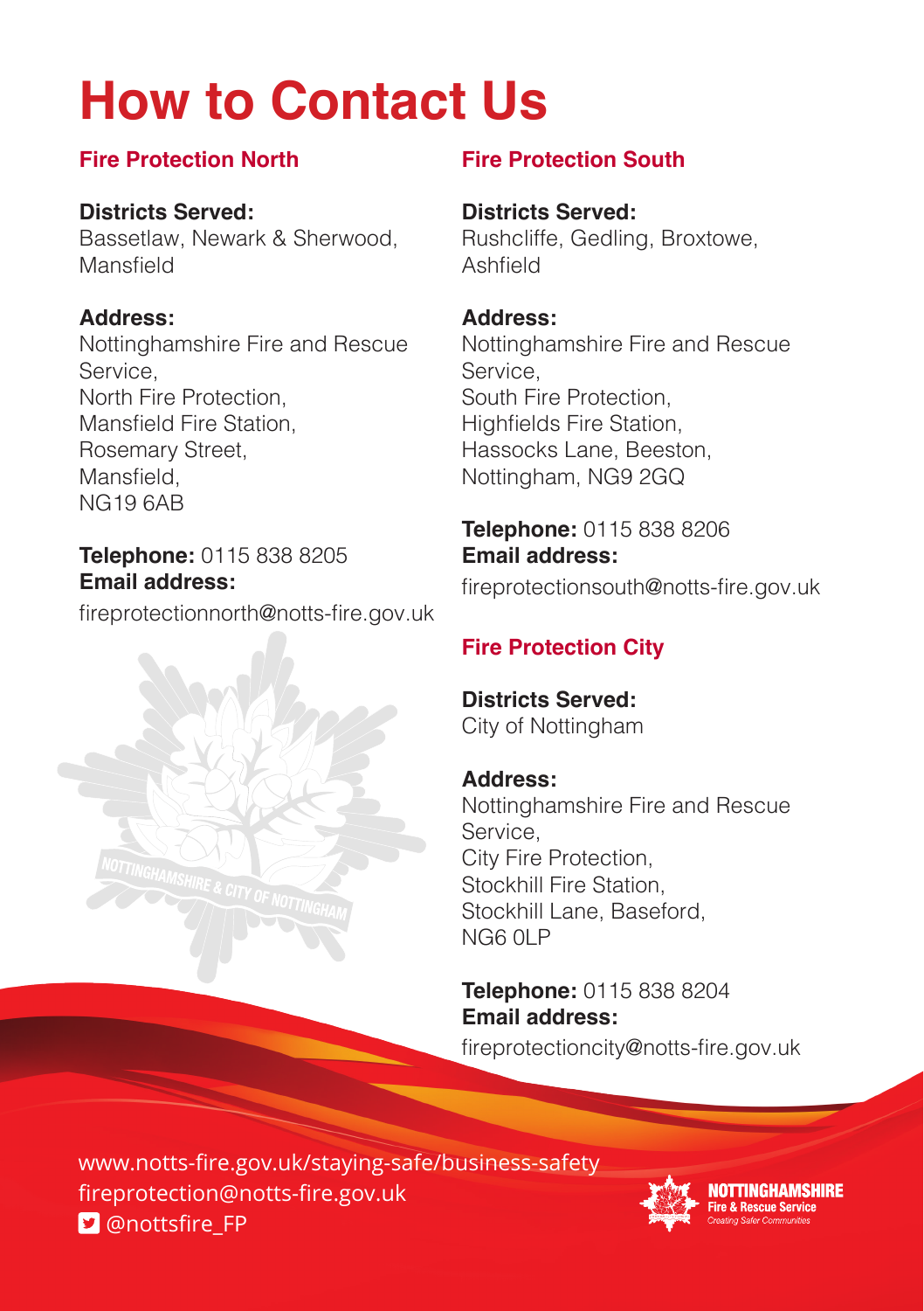# How to Contact Us

## Fire Protection North

**Districts Served:**
Bassetlaw, Newark & Sherwood, Mansfield

**Address:**
Nottinghamshire Fire and Rescue Service,
North Fire Protection,
Mansfield Fire Station,
Rosemary Street,
Mansfield,
NG19 6AB

**Telephone:** 0115 838 8205
**Email address:**
fireprotectionnorth@notts-fire.gov.uk

## Fire Protection South

**Districts Served:**
Rushcliffe, Gedling, Broxtowe, Ashfield

**Address:**
Nottinghamshire Fire and Rescue Service,
South Fire Protection,
Highfields Fire Station,
Hassocks Lane, Beeston,
Nottingham, NG9 2GQ

**Telephone:** 0115 838 8206
**Email address:**
fireprotectionsouth@notts-fire.gov.uk

## Fire Protection City

**Districts Served:**
City of Nottingham

**Address:**
Nottinghamshire Fire and Rescue Service,
City Fire Protection,
Stockhill Fire Station,
Stockhill Lane, Baseford,
NG6 0LP

**Telephone:** 0115 838 8204
**Email address:**
fireprotectioncity@notts-fire.gov.uk

www.notts-fire.gov.uk/staying-safe/business-safety
fireprotection@notts-fire.gov.uk
@nottsfire_FP

NOTTINGHAMSHIRE
Fire & Rescue Service
*Creating Safer Communities*